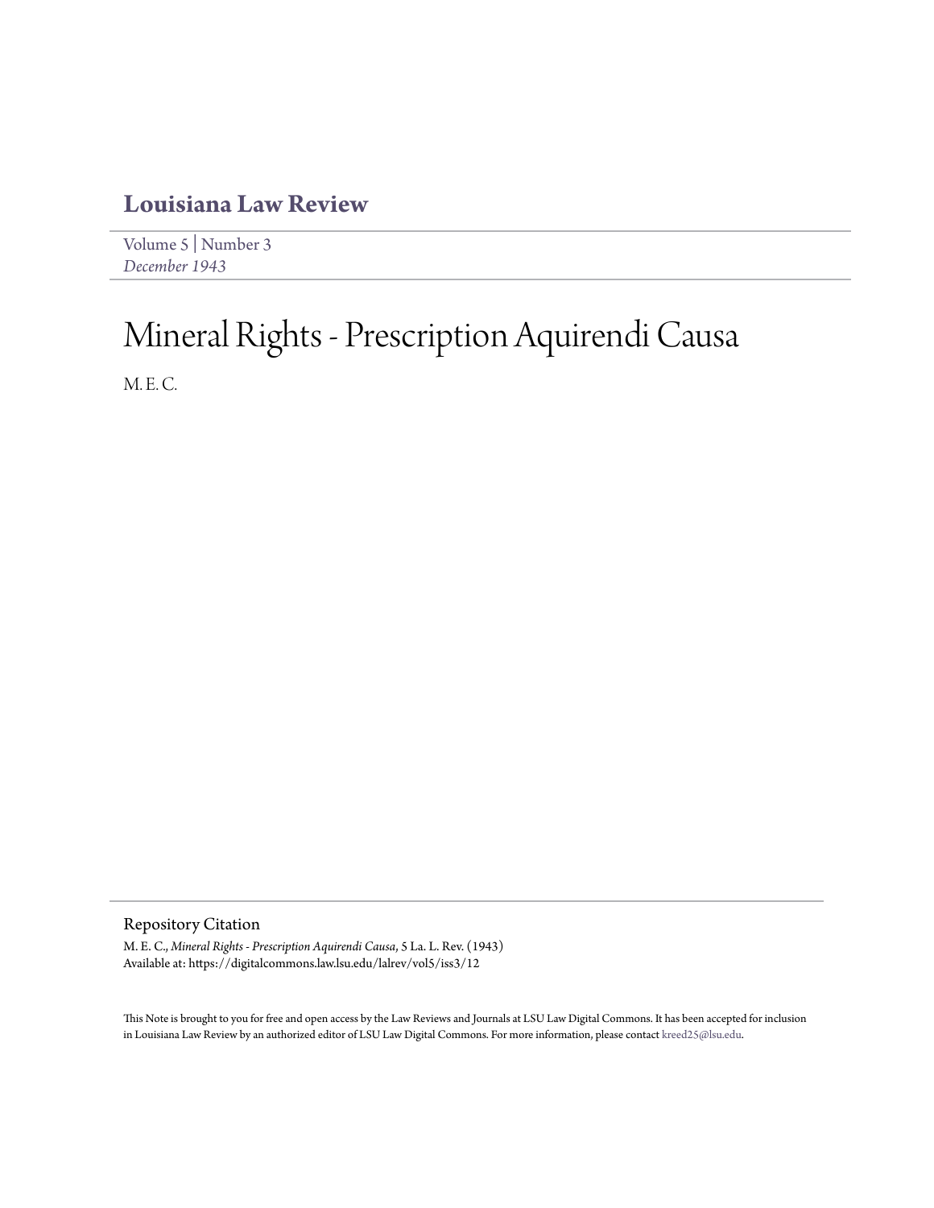# Louisiana Law Review

Volume 5 | Number 3
*December 1943*

# Mineral Rights - Prescription Aquirendi Causa

M. E. C.

## Repository Citation

M. E. C., *Mineral Rights - Prescription Aquirendi Causa*, 5 La. L. Rev. (1943)
Available at: https://digitalcommons.law.lsu.edu/lalrev/vol5/iss3/12

This Note is brought to you for free and open access by the Law Reviews and Journals at LSU Law Digital Commons. It has been accepted for inclusion in Louisiana Law Review by an authorized editor of LSU Law Digital Commons. For more information, please contact kreed25@lsu.edu.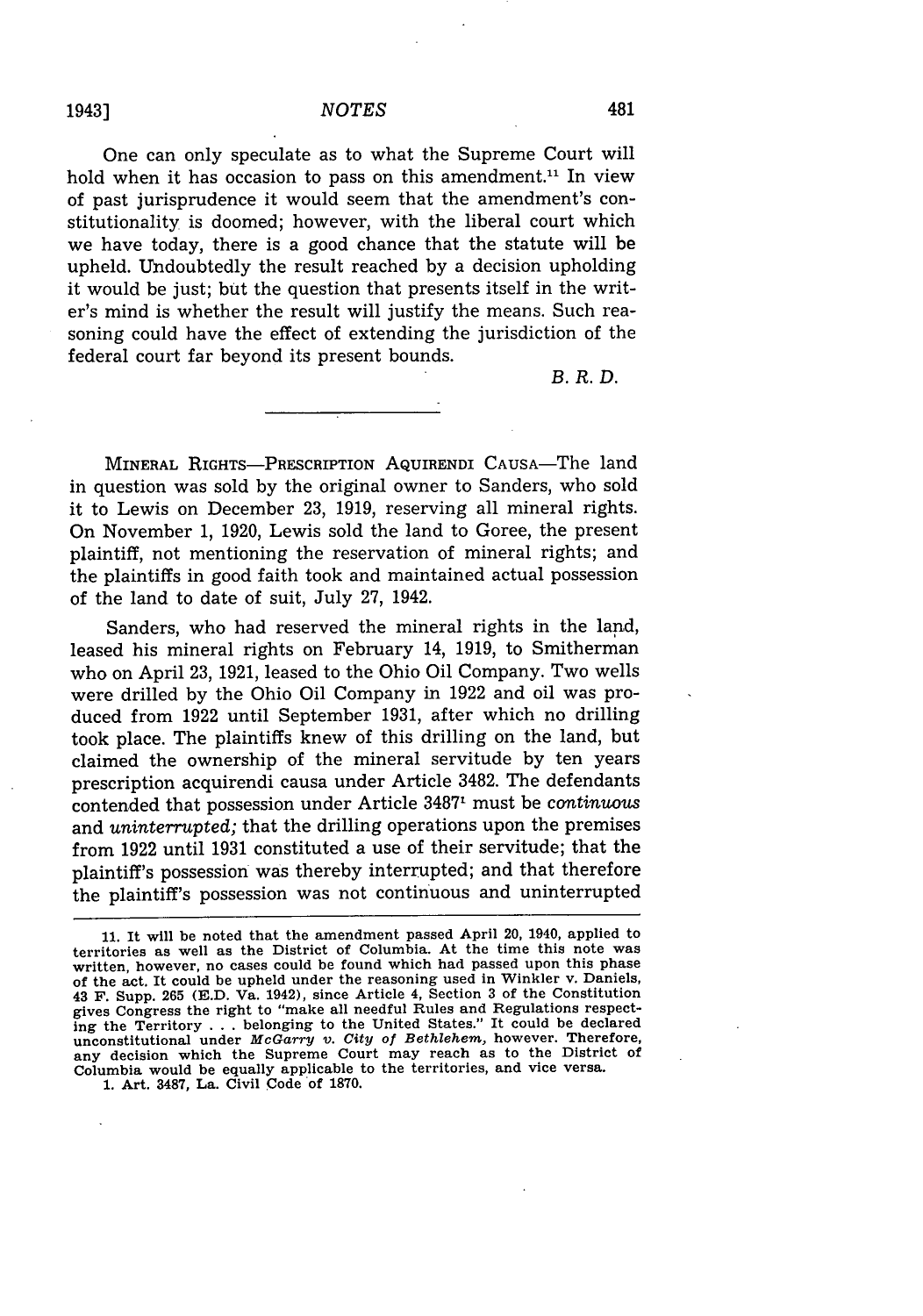One can only speculate as to what the Supreme Court will hold when it has occasion to pass on this amendment.[11] In view of past jurisprudence it would seem that the amendment's constitutionality is doomed; however, with the liberal court which we have today, there is a good chance that the statute will be upheld. Undoubtedly the result reached by a decision upholding it would be just; but the question that presents itself in the writer's mind is whether the result will justify the means. Such reasoning could have the effect of extending the jurisdiction of the federal court far beyond its present bounds.

*B. R. D.*

---

MINERAL RIGHTS—PRESCRIPTION AQUIRENDI CAUSA—The land in question was sold by the original owner to Sanders, who sold it to Lewis on December 23, 1919, reserving all mineral rights. On November 1, 1920, Lewis sold the land to Goree, the present plaintiff, not mentioning the reservation of mineral rights; and the plaintiffs in good faith took and maintained actual possession of the land to date of suit, July 27, 1942.

Sanders, who had reserved the mineral rights in the land, leased his mineral rights on February 14, 1919, to Smitherman who on April 23, 1921, leased to the Ohio Oil Company. Two wells were drilled by the Ohio Oil Company in 1922 and oil was produced from 1922 until September 1931, after which no drilling took place. The plaintiffs knew of this drilling on the land, but claimed the ownership of the mineral servitude by ten years prescription acquirendi causa under Article 3482. The defendants contended that possession under Article 3487[1] must be *continuous* and *uninterrupted;* that the drilling operations upon the premises from 1922 until 1931 constituted a use of their servitude; that the plaintiff's possession was thereby interrupted; and that therefore the plaintiff's possession was not continuous and uninterrupted

---

11. It will be noted that the amendment passed April 20, 1940, applied to territories as well as the District of Columbia. At the time this note was written, however, no cases could be found which had passed upon this phase of the act. It could be upheld under the reasoning used in Winkler v. Daniels, 43 F. Supp. 265 (E.D. Va. 1942), since Article 4, Section 3 of the Constitution gives Congress the right to "make all needful Rules and Regulations respecting the Territory . . . belonging to the United States." It could be declared unconstitutional under *McGarry v. City of Bethlehem,* however. Therefore, any decision which the Supreme Court may reach as to the District of Columbia would be equally applicable to the territories, and vice versa.

1. Art. 3487, La. Civil Code of 1870.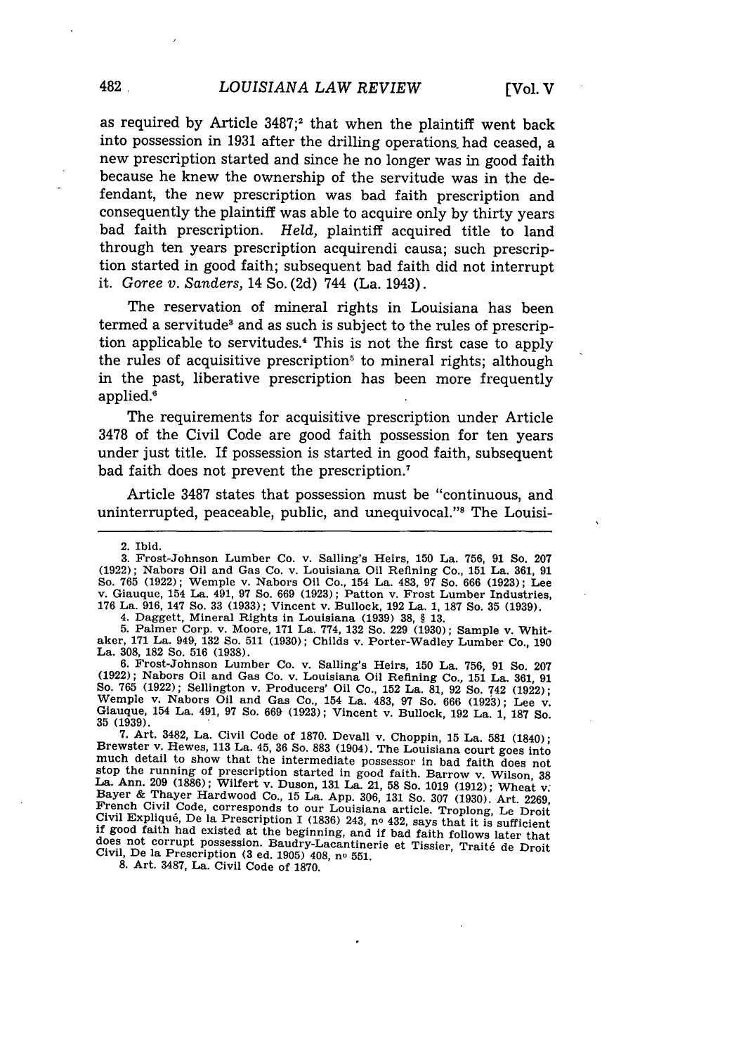as required by Article 3487;[2] that when the plaintiff went back into possession in 1931 after the drilling operations had ceased, a new prescription started and since he no longer was in good faith because he knew the ownership of the servitude was in the defendant, the new prescription was bad faith prescription and consequently the plaintiff was able to acquire only by thirty years bad faith prescription. *Held*, plaintiff acquired title to land through ten years prescription acquirendi causa; such prescription started in good faith; subsequent bad faith did not interrupt it. *Goree v. Sanders*, 14 So. (2d) 744 (La. 1943).

The reservation of mineral rights in Louisiana has been termed a servitude[3] and as such is subject to the rules of prescription applicable to servitudes.[4] This is not the first case to apply the rules of acquisitive prescription[5] to mineral rights; although in the past, liberative prescription has been more frequently applied.[6]

The requirements for acquisitive prescription under Article 3478 of the Civil Code are good faith possession for ten years under just title. If possession is started in good faith, subsequent bad faith does not prevent the prescription.[7]

Article 3487 states that possession must be "continuous, and uninterrupted, peaceable, public, and unequivocal."[8] The Louisi-

---

2. Ibid.

3. Frost-Johnson Lumber Co. v. Salling's Heirs, 150 La. 756, 91 So. 207 (1922); Nabors Oil and Gas Co. v. Louisiana Oil Refining Co., 151 La. 361, 91 So. 765 (1922); Wemple v. Nabors Oil Co., 154 La. 483, 97 So. 666 (1923); Lee v. Giauque, 154 La. 491, 97 So. 669 (1923); Patton v. Frost Lumber Industries, 176 La. 916, 147 So. 33 (1933); Vincent v. Bullock, 192 La. 1, 187 So. 35 (1939).

4. Daggett, Mineral Rights in Louisiana (1939) 38, § 13.

5. Palmer Corp. v. Moore, 171 La. 774, 132 So. 229 (1930); Sample v. Whitaker, 171 La. 949, 132 So. 511 (1930); Childs v. Porter-Wadley Lumber Co., 190 La. 308, 182 So. 516 (1938).

6. Frost-Johnson Lumber Co. v. Salling's Heirs, 150 La. 756, 91 So. 207 (1922); Nabors Oil and Gas Co. v. Louisiana Oil Refining Co., 151 La. 361, 91 So. 765 (1922); Sellington v. Producers' Oil Co., 152 La. 81, 92 So. 742 (1922); Wemple v. Nabors Oil and Gas Co., 154 La. 483, 97 So. 666 (1923); Lee v. Giauque, 154 La. 491, 97 So. 669 (1923); Vincent v. Bullock, 192 La. 1, 187 So. 35 (1939).

7. Art. 3482, La. Civil Code of 1870. Devall v. Choppin, 15 La. 581 (1840); Brewster v. Hewes, 113 La. 45, 36 So. 883 (1904). The Louisiana court goes into much detail to show that the intermediate possessor in bad faith does not stop the running of prescription started in good faith. Barrow v. Wilson, 38 La. Ann. 209 (1886); Wilfert v. Duson, 131 La. 21, 58 So. 1019 (1912); Wheat v. Bayer & Thayer Hardwood Co., 15 La. App. 306, 131 So. 307 (1930). Art. 2269, French Civil Code, corresponds to our Louisiana article. Troplong, Le Droit Civil Expliqué, De la Prescription I (1836) 243, n° 432, says that it is sufficient if good faith had existed at the beginning, and if bad faith follows later that does not corrupt possession. Baudry-Lacantinerie et Tissier, Traité de Droit Civil, De la Prescription (3 ed. 1905) 408, n° 551.

8. Art. 3487, La. Civil Code of 1870.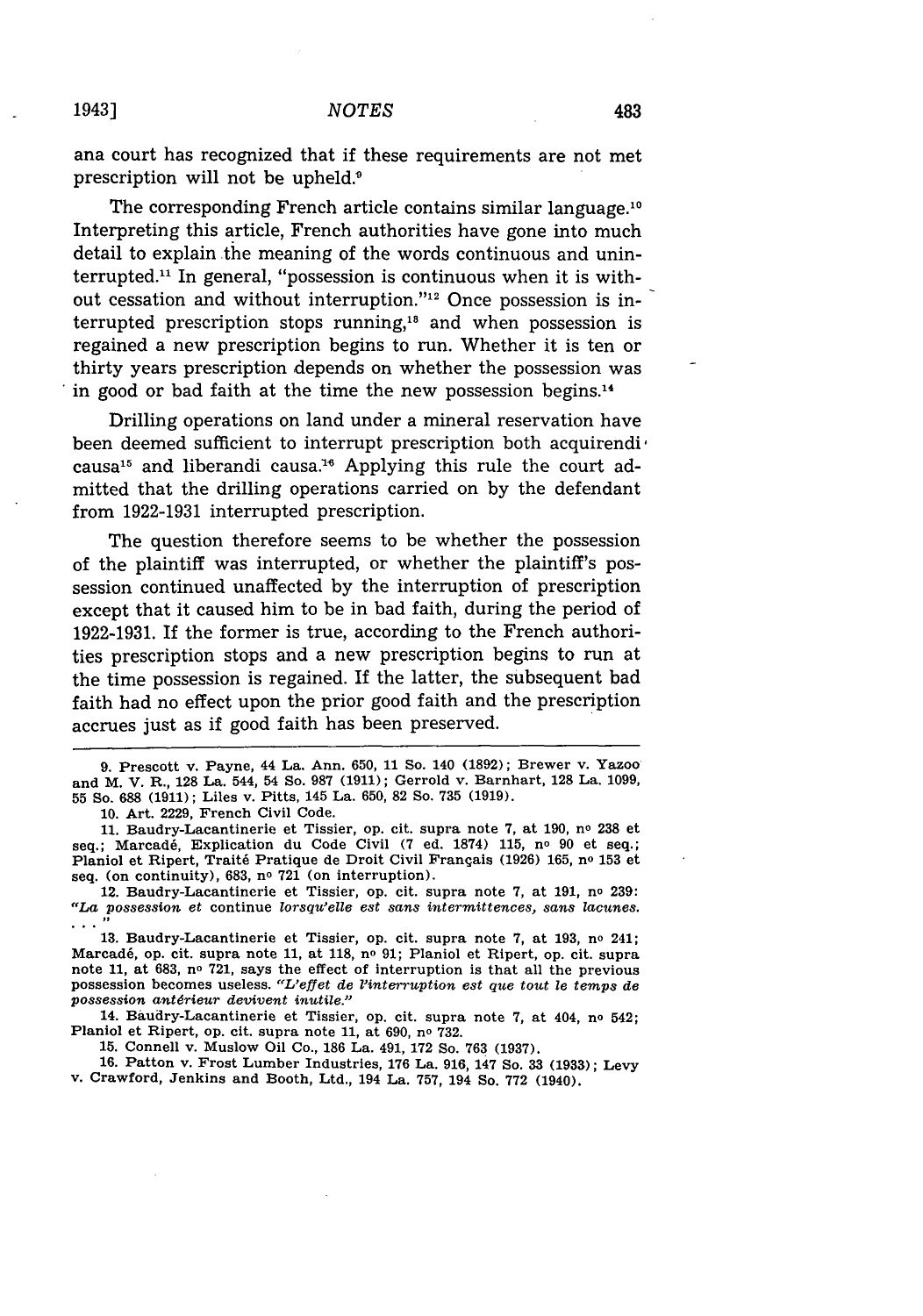ana court has recognized that if these requirements are not met prescription will not be upheld.[9]

The corresponding French article contains similar language.[10] Interpreting this article, French authorities have gone into much detail to explain the meaning of the words continuous and uninterrupted.[11] In general, "possession is continuous when it is without cessation and without interruption."[12] Once possession is interrupted prescription stops running,[13] and when possession is regained a new prescription begins to run. Whether it is ten or thirty years prescription depends on whether the possession was in good or bad faith at the time the new possession begins.[14]

Drilling operations on land under a mineral reservation have been deemed sufficient to interrupt prescription both acquirendi causa[15] and liberandi causa.[16] Applying this rule the court admitted that the drilling operations carried on by the defendant from 1922-1931 interrupted prescription.

The question therefore seems to be whether the possession of the plaintiff was interrupted, or whether the plaintiff's possession continued unaffected by the interruption of prescription except that it caused him to be in bad faith, during the period of 1922-1931. If the former is true, according to the French authorities prescription stops and a new prescription begins to run at the time possession is regained. If the latter, the subsequent bad faith had no effect upon the prior good faith and the prescription accrues just as if good faith has been preserved.

---

9. Prescott v. Payne, 44 La. Ann. 650, 11 So. 140 (1892); Brewer v. Yazoo and M. V. R., 128 La. 544, 54 So. 987 (1911); Gerrold v. Barnhart, 128 La. 1099, 55 So. 688 (1911); Liles v. Pitts, 145 La. 650, 82 So. 735 (1919).

10. Art. 2229, French Civil Code.

11. Baudry-Lacantinerie et Tissier, op. cit. supra note 7, at 190, no 238 et seq.; Marcadé, Explication du Code Civil (7 ed. 1874) 115, no 90 et seq.; Planiol et Ripert, Traité Pratique de Droit Civil Français (1926) 165, no 153 et seq. (on continuity), 683, no 721 (on interruption).

12. Baudry-Lacantinerie et Tissier, op. cit. supra note 7, at 191, no 239: *"La possession et continue lorsqu'elle est sans intermittences, sans lacunes. . . ."*

13. Baudry-Lacantinerie et Tissier, op. cit. supra note 7, at 193, no 241; Marcadé, op. cit. supra note 11, at 118, no 91; Planiol et Ripert, op. cit. supra note 11, at 683, no 721, says the effect of interruption is that all the previous possession becomes useless. *"L'effet de l'interruption est que tout le temps de possession antérieur devivent inutile."*

14. Baudry-Lacantinerie et Tissier, op. cit. supra note 7, at 404, no 542; Planiol et Ripert, op. cit. supra note 11, at 690, no 732.

15. Connell v. Muslow Oil Co., 186 La. 491, 172 So. 763 (1937).

16. Patton v. Frost Lumber Industries, 176 La. 916, 147 So. 33 (1933); Levy v. Crawford, Jenkins and Booth, Ltd., 194 La. 757, 194 So. 772 (1940).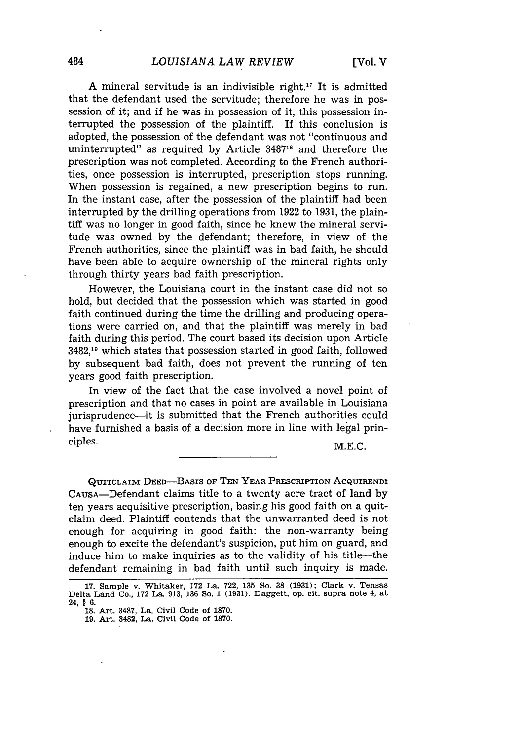A mineral servitude is an indivisible right.[17] It is admitted that the defendant used the servitude; therefore he was in possession of it; and if he was in possession of it, this possession interrupted the possession of the plaintiff. If this conclusion is adopted, the possession of the defendant was not "continuous and uninterrupted" as required by Article 3487[18] and therefore the prescription was not completed. According to the French authorities, once possession is interrupted, prescription stops running. When possession is regained, a new prescription begins to run. In the instant case, after the possession of the plaintiff had been interrupted by the drilling operations from 1922 to 1931, the plaintiff was no longer in good faith, since he knew the mineral servitude was owned by the defendant; therefore, in view of the French authorities, since the plaintiff was in bad faith, he should have been able to acquire ownership of the mineral rights only through thirty years bad faith prescription.

However, the Louisiana court in the instant case did not so hold, but decided that the possession which was started in good faith continued during the time the drilling and producing operations were carried on, and that the plaintiff was merely in bad faith during this period. The court based its decision upon Article 3482,[19] which states that possession started in good faith, followed by subsequent bad faith, does not prevent the running of ten years good faith prescription.

In view of the fact that the case involved a novel point of prescription and that no cases in point are available in Louisiana jurisprudence—it is submitted that the French authorities could have furnished a basis of a decision more in line with legal principles.

M.E.C.

---

QUITCLAIM DEED—BASIS OF TEN YEAR PRESCRIPTION ACQUIRENDI CAUSA—Defendant claims title to a twenty acre tract of land by ten years acquisitive prescription, basing his good faith on a quitclaim deed. Plaintiff contends that the unwarranted deed is not enough for acquiring in good faith: the non-warranty being enough to excite the defendant's suspicion, put him on guard, and induce him to make inquiries as to the validity of his title—the defendant remaining in bad faith until such inquiry is made.

---

17. Sample v. Whitaker, 172 La. 722, 135 So. 38 (1931); Clark v. Tensas Delta Land Co., 172 La. 913, 136 So. 1 (1931). Daggett, op. cit. supra note 4, at 24, § 6.

18. Art. 3487, La. Civil Code of 1870.

19. Art. 3482, La. Civil Code of 1870.